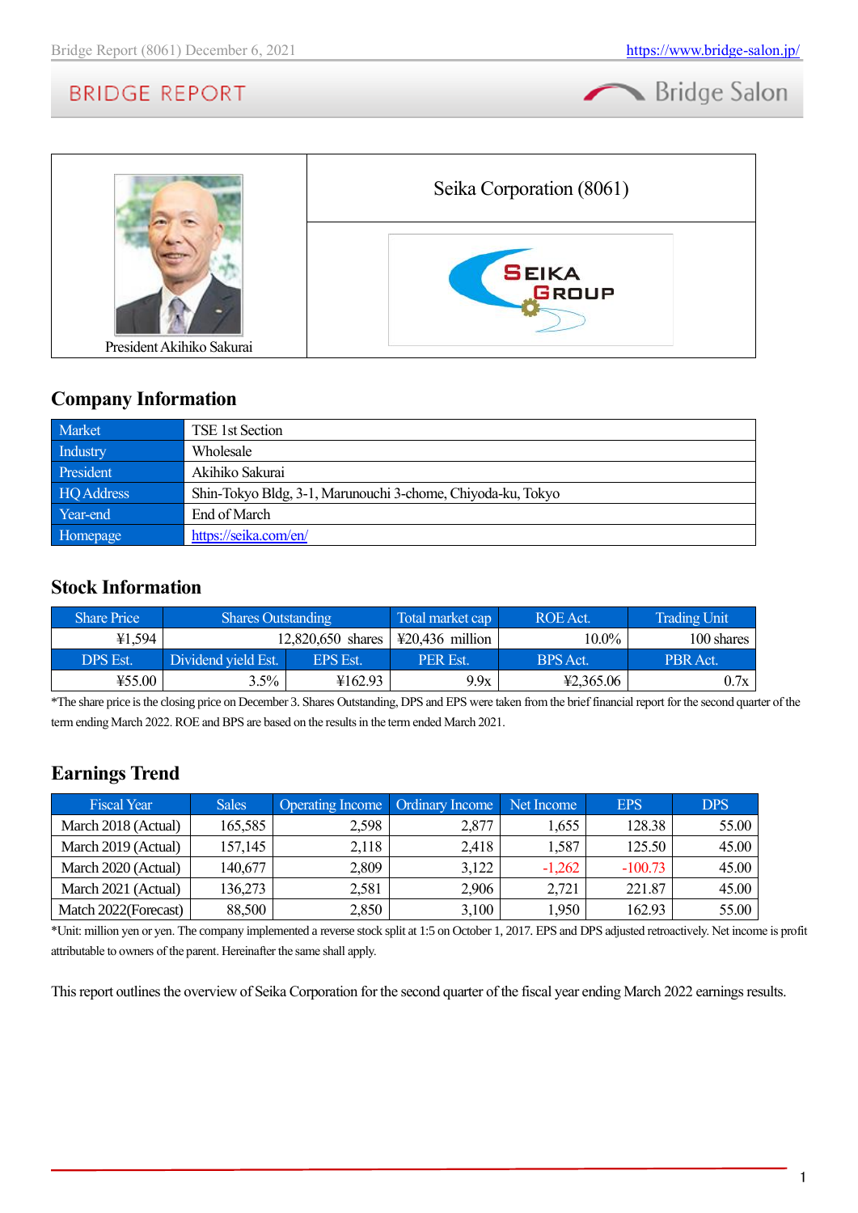President Akihiko Sakurai

# Seika Corporation (8061)

## Company Information

| Market | TSE 1st Section |
|---|---|
| Industry | Wholesale |
| President | Akihiko Sakurai |
| HQ Address | Shin-Tokyo Bldg, 3-1, Marunouchi 3-chome, Chiyoda-ku, Tokyo |
| Year-end | End of March |
| Homepage | https://seika.com/en/ |

## Stock Information

| Share Price | Shares Outstanding | | Total market cap | ROE Act. | Trading Unit |
|---|---|---|---|---|---|
| ¥1,594 | 12,820,650 shares | | ¥20,436 million | 10.0% | 100 shares |
| DPS Est. | Dividend yield Est. | EPS Est. | PER Est. | BPS Act. | PBR Act. |
| ¥55.00 | 3.5% | ¥162.93 | 9.9x | ¥2,365.06 | 0.7x |

*The share price is the closing price on December 3. Shares Outstanding, DPS and EPS were taken from the brief financial report for the second quarter of the term ending March 2022. ROE and BPS are based on the results in the term ended March 2021.

## Earnings Trend

| Fiscal Year | Sales | Operating Income | Ordinary Income | Net Income | EPS | DPS |
|---|---|---|---|---|---|---|
| March 2018 (Actual) | 165,585 | 2,598 | 2,877 | 1,655 | 128.38 | 55.00 |
| March 2019 (Actual) | 157,145 | 2,118 | 2,418 | 1,587 | 125.50 | 45.00 |
| March 2020 (Actual) | 140,677 | 2,809 | 3,122 | -1,262 | -100.73 | 45.00 |
| March 2021 (Actual) | 136,273 | 2,581 | 2,906 | 2,721 | 221.87 | 45.00 |
| Match 2022(Forecast) | 88,500 | 2,850 | 3,100 | 1,950 | 162.93 | 55.00 |

*Unit: million yen or yen. The company implemented a reverse stock split at 1:5 on October 1, 2017. EPS and DPS adjusted retroactively. Net income is profit attributable to owners of the parent. Hereinafter the same shall apply.

This report outlines the overview of Seika Corporation for the second quarter of the fiscal year ending March 2022 earnings results.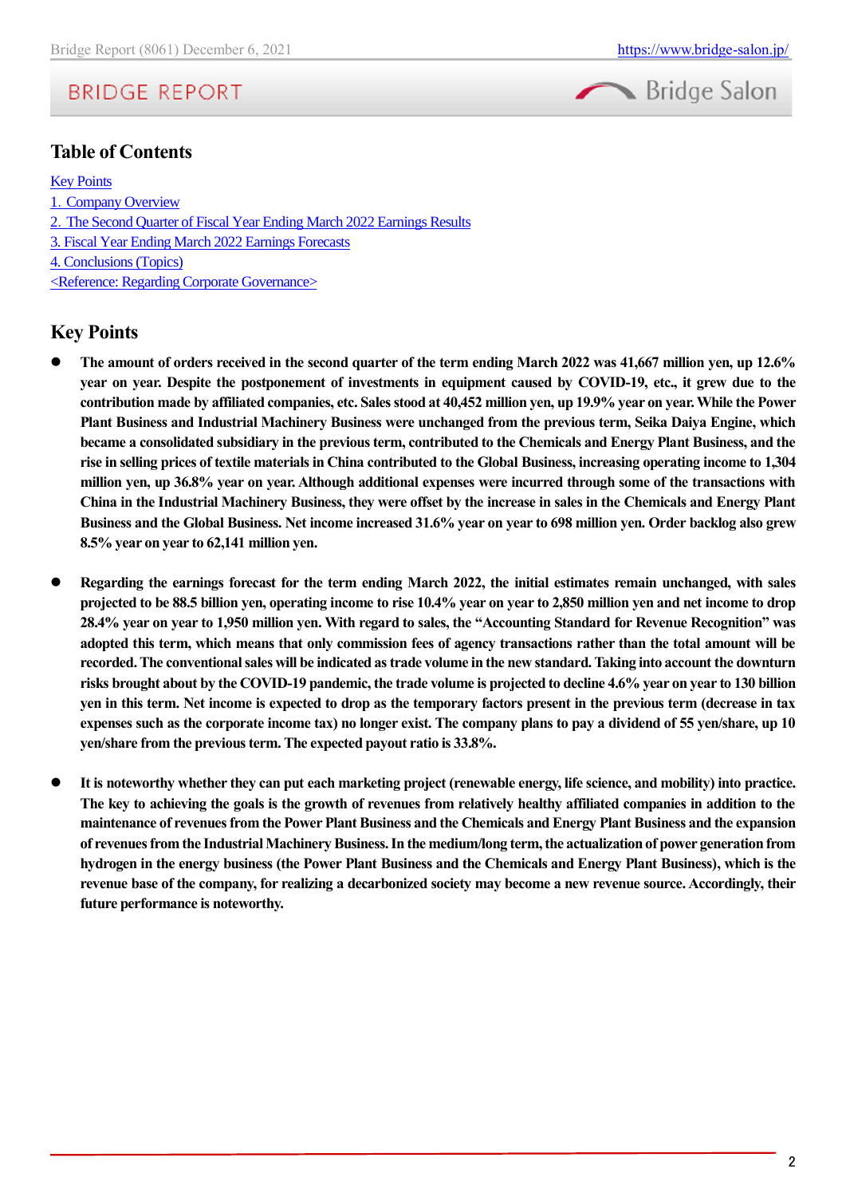## Table of Contents

Key Points
1. Company Overview
2. The Second Quarter of Fiscal Year Ending March 2022 Earnings Results
3. Fiscal Year Ending March 2022 Earnings Forecasts
4. Conclusions (Topics)
<Reference: Regarding Corporate Governance>

## Key Points

- **The amount of orders received in the second quarter of the term ending March 2022 was 41,667 million yen, up 12.6% year on year. Despite the postponement of investments in equipment caused by COVID-19, etc., it grew due to the contribution made by affiliated companies, etc. Sales stood at 40,452 million yen, up 19.9% year on year. While the Power Plant Business and Industrial Machinery Business were unchanged from the previous term, Seika Daiya Engine, which became a consolidated subsidiary in the previous term, contributed to the Chemicals and Energy Plant Business, and the rise in selling prices of textile materials in China contributed to the Global Business, increasing operating income to 1,304 million yen, up 36.8% year on year. Although additional expenses were incurred through some of the transactions with China in the Industrial Machinery Business, they were offset by the increase in sales in the Chemicals and Energy Plant Business and the Global Business. Net income increased 31.6% year on year to 698 million yen. Order backlog also grew 8.5% year on year to 62,141 million yen.**

- **Regarding the earnings forecast for the term ending March 2022, the initial estimates remain unchanged, with sales projected to be 88.5 billion yen, operating income to rise 10.4% year on year to 2,850 million yen and net income to drop 28.4% year on year to 1,950 million yen. With regard to sales, the "Accounting Standard for Revenue Recognition" was adopted this term, which means that only commission fees of agency transactions rather than the total amount will be recorded. The conventional sales will be indicated as trade volume in the new standard. Taking into account the downturn risks brought about by the COVID-19 pandemic, the trade volume is projected to decline 4.6% year on year to 130 billion yen in this term. Net income is expected to drop as the temporary factors present in the previous term (decrease in tax expenses such as the corporate income tax) no longer exist. The company plans to pay a dividend of 55 yen/share, up 10 yen/share from the previous term. The expected payout ratio is 33.8%.**

- **It is noteworthy whether they can put each marketing project (renewable energy, life science, and mobility) into practice. The key to achieving the goals is the growth of revenues from relatively healthy affiliated companies in addition to the maintenance of revenues from the Power Plant Business and the Chemicals and Energy Plant Business and the expansion of revenues from the Industrial Machinery Business. In the medium/long term, the actualization of power generation from hydrogen in the energy business (the Power Plant Business and the Chemicals and Energy Plant Business), which is the revenue base of the company, for realizing a decarbonized society may become a new revenue source. Accordingly, their future performance is noteworthy.**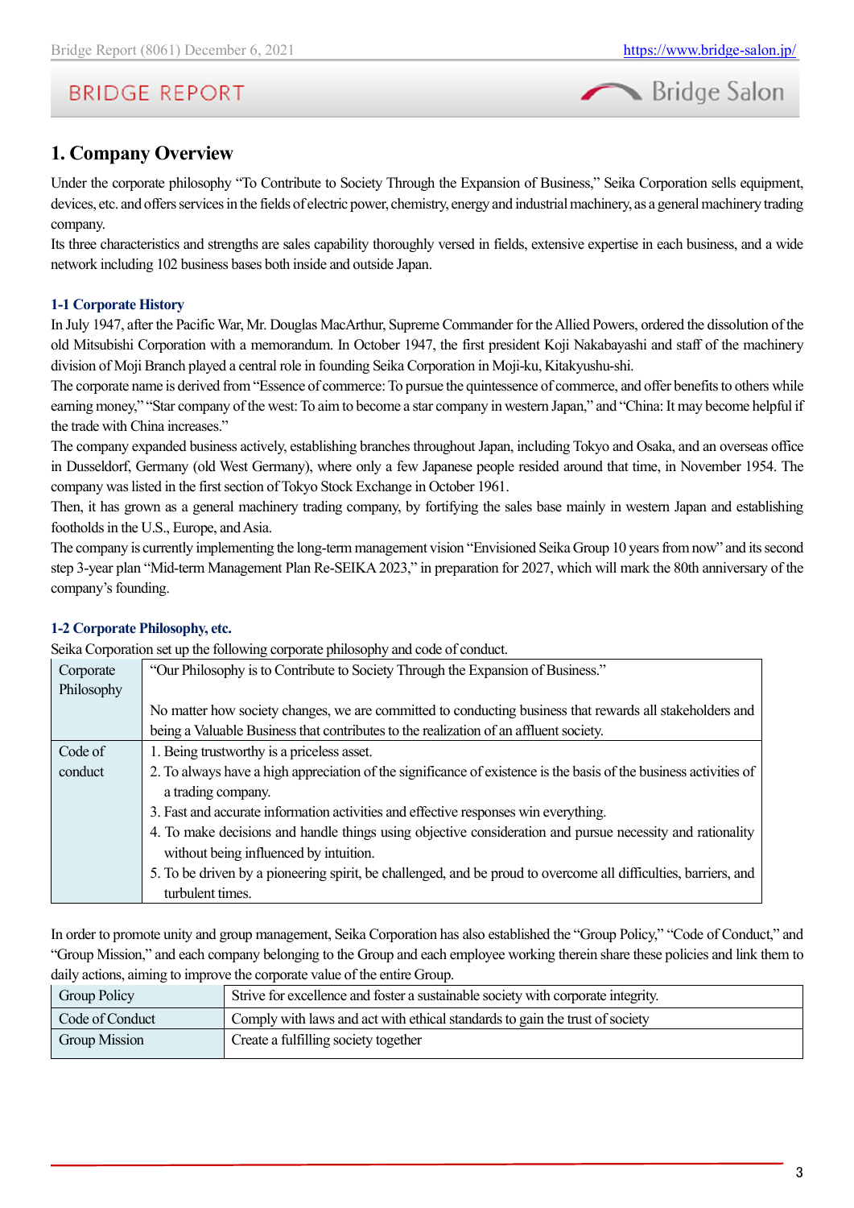# 1. Company Overview

Under the corporate philosophy "To Contribute to Society Through the Expansion of Business," Seika Corporation sells equipment, devices, etc. and offers services in the fields of electric power, chemistry, energy and industrial machinery, as a general machinery trading company.

Its three characteristics and strengths are sales capability thoroughly versed in fields, extensive expertise in each business, and a wide network including 102 business bases both inside and outside Japan.

### 1-1 Corporate History

In July 1947, after the Pacific War, Mr. Douglas MacArthur, Supreme Commander for the Allied Powers, ordered the dissolution of the old Mitsubishi Corporation with a memorandum. In October 1947, the first president Koji Nakabayashi and staff of the machinery division of Moji Branch played a central role in founding Seika Corporation in Moji-ku, Kitakyushu-shi.

The corporate name is derived from "Essence of commerce: To pursue the quintessence of commerce, and offer benefits to others while earning money," "Star company of the west: To aim to become a star company in western Japan," and "China: It may become helpful if the trade with China increases."

The company expanded business actively, establishing branches throughout Japan, including Tokyo and Osaka, and an overseas office in Dusseldorf, Germany (old West Germany), where only a few Japanese people resided around that time, in November 1954. The company was listed in the first section of Tokyo Stock Exchange in October 1961.

Then, it has grown as a general machinery trading company, by fortifying the sales base mainly in western Japan and establishing footholds in the U.S., Europe, and Asia.

The company is currently implementing the long-term management vision "Envisioned Seika Group 10 years from now" and its second step 3-year plan "Mid-term Management Plan Re-SEIKA 2023," in preparation for 2027, which will mark the 80th anniversary of the company's founding.

### 1-2 Corporate Philosophy, etc.

Seika Corporation set up the following corporate philosophy and code of conduct.

| | |
|---|---|
| Corporate Philosophy | "Our Philosophy is to Contribute to Society Through the Expansion of Business."<br><br>No matter how society changes, we are committed to conducting business that rewards all stakeholders and being a Valuable Business that contributes to the realization of an affluent society. |
| Code of conduct | 1. Being trustworthy is a priceless asset.<br>2. To always have a high appreciation of the significance of existence is the basis of the business activities of a trading company.<br>3. Fast and accurate information activities and effective responses win everything.<br>4. To make decisions and handle things using objective consideration and pursue necessity and rationality without being influenced by intuition.<br>5. To be driven by a pioneering spirit, be challenged, and be proud to overcome all difficulties, barriers, and turbulent times. |

In order to promote unity and group management, Seika Corporation has also established the "Group Policy," "Code of Conduct," and "Group Mission," and each company belonging to the Group and each employee working therein share these policies and link them to daily actions, aiming to improve the corporate value of the entire Group.

| | |
|---|---|
| Group Policy | Strive for excellence and foster a sustainable society with corporate integrity. |
| Code of Conduct | Comply with laws and act with ethical standards to gain the trust of society |
| Group Mission | Create a fulfilling society together |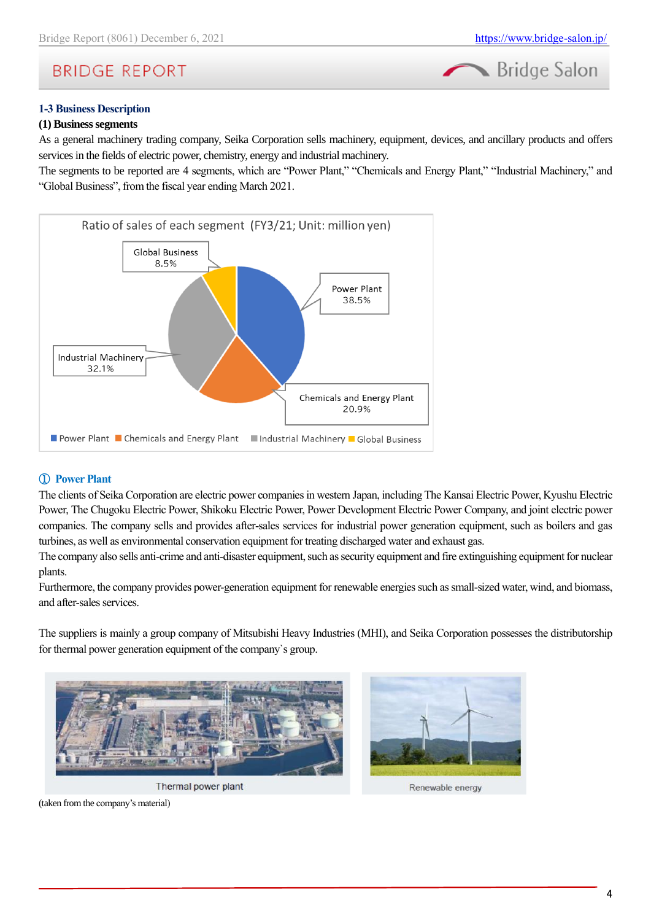### 1-3 Business Description

**(1) Business segments**

As a general machinery trading company, Seika Corporation sells machinery, equipment, devices, and ancillary products and offers services in the fields of electric power, chemistry, energy and industrial machinery.
The segments to be reported are 4 segments, which are "Power Plant," "Chemicals and Energy Plant," "Industrial Machinery," and "Global Business", from the fiscal year ending March 2021.

Ratio of sales of each segment (FY3/21; Unit: million yen)

| Segment | Ratio |
|---|---|
| Power Plant | 38.5% |
| Chemicals and Energy Plant | 20.9% |
| Industrial Machinery | 32.1% |
| Global Business | 8.5% |

#### ① Power Plant

The clients of Seika Corporation are electric power companies in western Japan, including The Kansai Electric Power, Kyushu Electric Power, The Chugoku Electric Power, Shikoku Electric Power, Power Development Electric Power Company, and joint electric power companies. The company sells and provides after-sales services for industrial power generation equipment, such as boilers and gas turbines, as well as environmental conservation equipment for treating discharged water and exhaust gas.
The company also sells anti-crime and anti-disaster equipment, such as security equipment and fire extinguishing equipment for nuclear plants.
Furthermore, the company provides power-generation equipment for renewable energies such as small-sized water, wind, and biomass, and after-sales services.

The suppliers is mainly a group company of Mitsubishi Heavy Industries (MHI), and Seika Corporation possesses the distributorship for thermal power generation equipment of the company`s group.

Thermal power plant

Renewable energy

(taken from the company's material)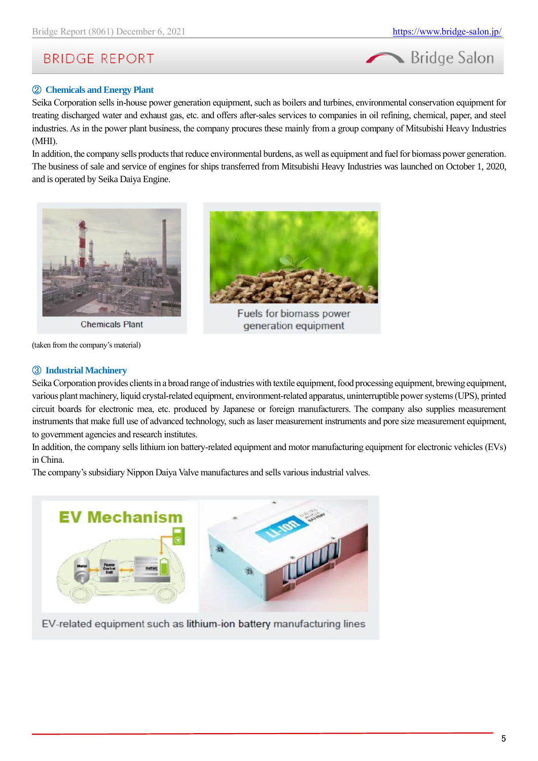### ② Chemicals and Energy Plant

Seika Corporation sells in-house power generation equipment, such as boilers and turbines, environmental conservation equipment for treating discharged water and exhaust gas, etc. and offers after-sales services to companies in oil refining, chemical, paper, and steel industries. As in the power plant business, the company procures these mainly from a group company of Mitsubishi Heavy Industries (MHI).

In addition, the company sells products that reduce environmental burdens, as well as equipment and fuel for biomass power generation. The business of sale and service of engines for ships transferred from Mitsubishi Heavy Industries was launched on October 1, 2020, and is operated by Seika Daiya Engine.

Chemicals Plant

Fuels for biomass power generation equipment

(taken from the company's material)

### ③ Industrial Machinery

Seika Corporation provides clients in a broad range of industries with textile equipment, food processing equipment, brewing equipment, various plant machinery, liquid crystal-related equipment, environment-related apparatus, uninterruptible power systems (UPS), printed circuit boards for electronic mea, etc. produced by Japanese or foreign manufacturers. The company also supplies measurement instruments that make full use of advanced technology, such as laser measurement instruments and pore size measurement equipment, to government agencies and research institutes.

In addition, the company sells lithium ion battery-related equipment and motor manufacturing equipment for electronic vehicles (EVs) in China.

The company's subsidiary Nippon Daiya Valve manufactures and sells various industrial valves.

EV-related equipment such as lithium-ion battery manufacturing lines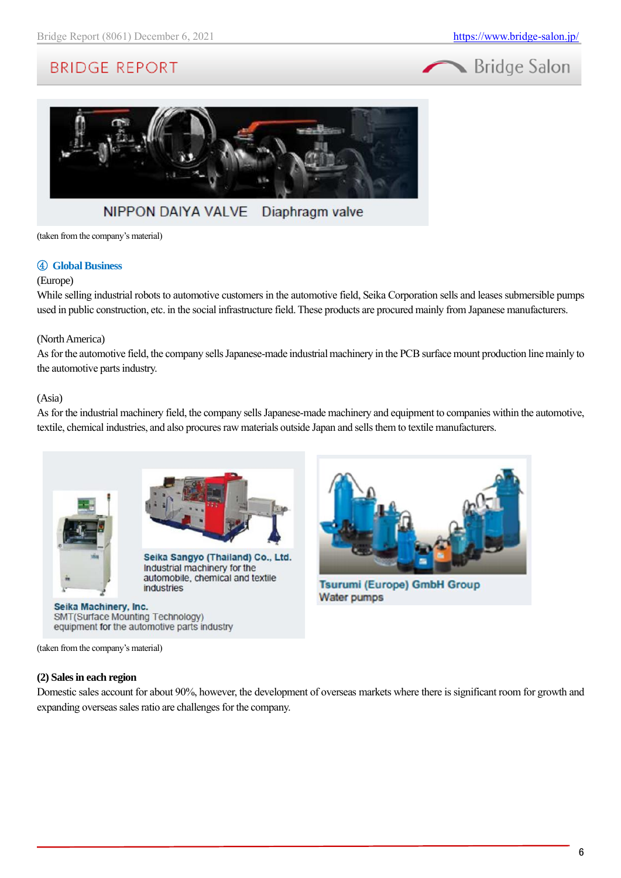NIPPON DAIYA VALVE　Diaphragm valve

(taken from the company's material)

### ④ Global Business

(Europe)

While selling industrial robots to automotive customers in the automotive field, Seika Corporation sells and leases submersible pumps used in public construction, etc. in the social infrastructure field. These products are procured mainly from Japanese manufacturers.

(North America)

As for the automotive field, the company sells Japanese-made industrial machinery in the PCB surface mount production line mainly to the automotive parts industry.

(Asia)

As for the industrial machinery field, the company sells Japanese-made machinery and equipment to companies within the automotive, textile, chemical industries, and also procures raw materials outside Japan and sells them to textile manufacturers.

**Seika Sangyo (Thailand) Co., Ltd.**
Industrial machinery for the automobile, chemical and textile industries

**Seika Machinery, Inc.**
SMT(Surface Mounting Technology) equipment for the automotive parts industry

**Tsurumi (Europe) GmbH Group**
Water pumps

(taken from the company's material)

### (2) Sales in each region

Domestic sales account for about 90%, however, the development of overseas markets where there is significant room for growth and expanding overseas sales ratio are challenges for the company.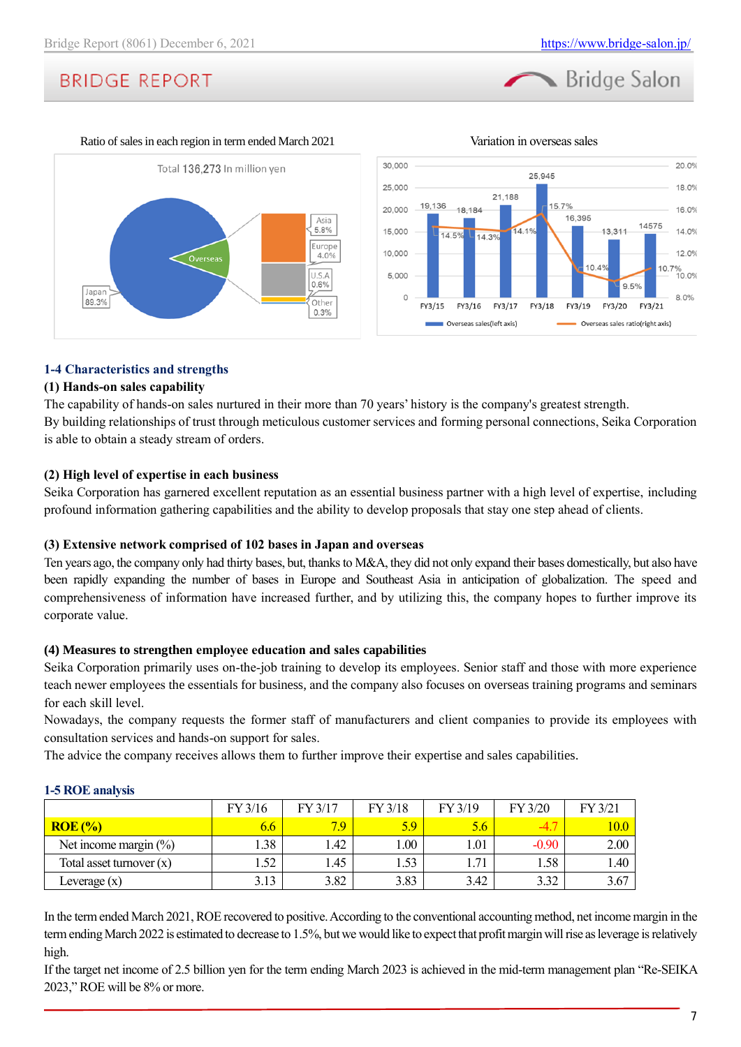Ratio of sales in each region in term ended March 2021

Total 136,273 In million yen

Japan 89.3%, Overseas: Asia 5.8%, Europe 4.0%, U.S.A 0.6%, Other 0.3%

Variation in overseas sales

| | FY3/15 | FY3/16 | FY3/17 | FY3/18 | FY3/19 | FY3/20 | FY3/21 |
|---|---|---|---|---|---|---|---|
| Overseas sales (left axis) | 19,136 | 18,184 | 21,188 | 25,945 | 16,395 | 13,311 | 14575 |
| Overseas sales ratio (right axis) | 14.5% | 14.3% | 14.1% | 15.7% | 10.4% | 9.5% | 10.7% |

## 1-4 Characteristics and strengths

### (1) Hands-on sales capability

The capability of hands-on sales nurtured in their more than 70 years' history is the company's greatest strength.
By building relationships of trust through meticulous customer services and forming personal connections, Seika Corporation is able to obtain a steady stream of orders.

### (2) High level of expertise in each business

Seika Corporation has garnered excellent reputation as an essential business partner with a high level of expertise, including profound information gathering capabilities and the ability to develop proposals that stay one step ahead of clients.

### (3) Extensive network comprised of 102 bases in Japan and overseas

Ten years ago, the company only had thirty bases, but, thanks to M&A, they did not only expand their bases domestically, but also have been rapidly expanding the number of bases in Europe and Southeast Asia in anticipation of globalization. The speed and comprehensiveness of information have increased further, and by utilizing this, the company hopes to further improve its corporate value.

### (4) Measures to strengthen employee education and sales capabilities

Seika Corporation primarily uses on-the-job training to develop its employees. Senior staff and those with more experience teach newer employees the essentials for business, and the company also focuses on overseas training programs and seminars for each skill level.
Nowadays, the company requests the former staff of manufacturers and client companies to provide its employees with consultation services and hands-on support for sales.
The advice the company receives allows them to further improve their expertise and sales capabilities.

## 1-5 ROE analysis

| | FY 3/16 | FY 3/17 | FY 3/18 | FY 3/19 | FY 3/20 | FY 3/21 |
|---|---|---|---|---|---|---|
| **ROE (%)** | 6.6 | 7.9 | 5.9 | 5.6 | -4.7 | 10.0 |
| Net income margin (%) | 1.38 | 1.42 | 1.00 | 1.01 | -0.90 | 2.00 |
| Total asset turnover (x) | 1.52 | 1.45 | 1.53 | 1.71 | 1.58 | 1.40 |
| Leverage (x) | 3.13 | 3.82 | 3.83 | 3.42 | 3.32 | 3.67 |

In the term ended March 2021, ROE recovered to positive. According to the conventional accounting method, net income margin in the term ending March 2022 is estimated to decrease to 1.5%, but we would like to expect that profit margin will rise as leverage is relatively high.
If the target net income of 2.5 billion yen for the term ending March 2023 is achieved in the mid-term management plan "Re-SEIKA 2023," ROE will be 8% or more.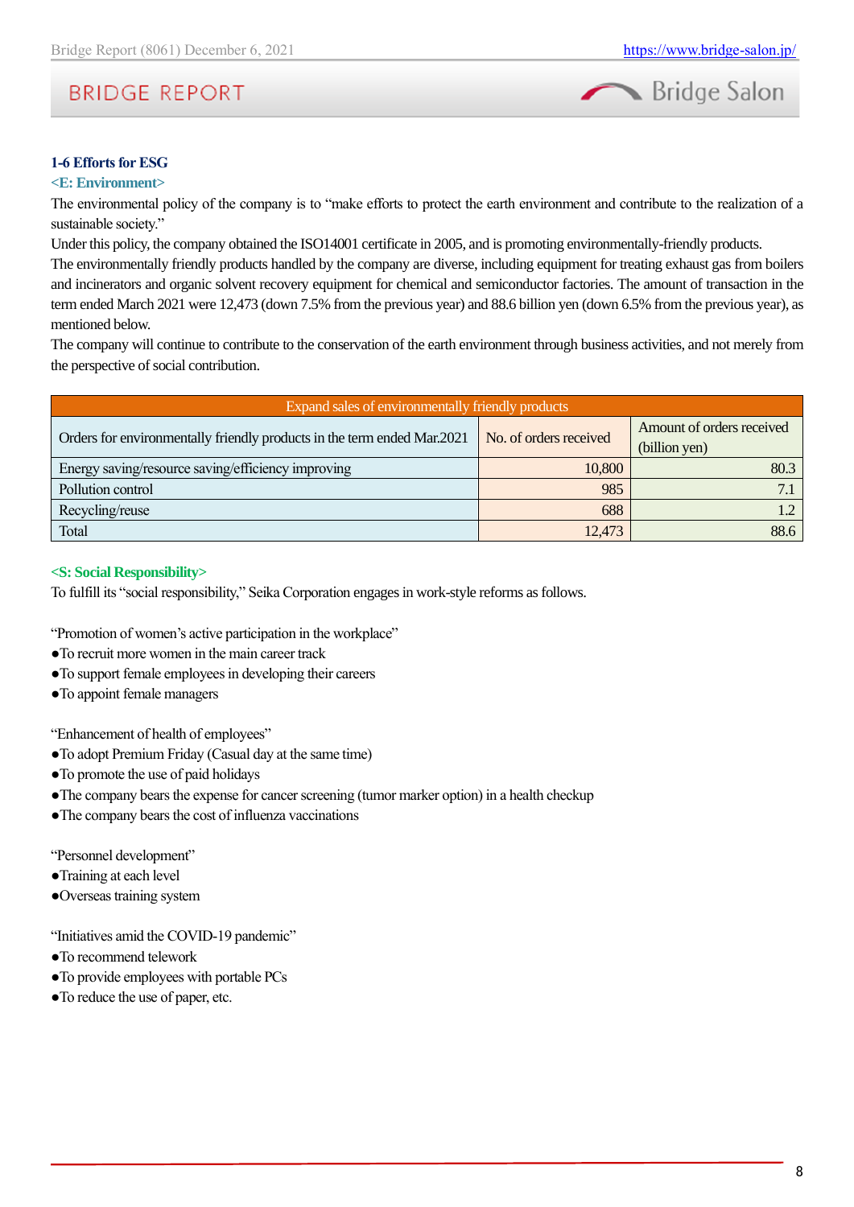### 1-6 Efforts for ESG

**<E: Environment>**

The environmental policy of the company is to "make efforts to protect the earth environment and contribute to the realization of a sustainable society."

Under this policy, the company obtained the ISO14001 certificate in 2005, and is promoting environmentally-friendly products.

The environmentally friendly products handled by the company are diverse, including equipment for treating exhaust gas from boilers and incinerators and organic solvent recovery equipment for chemical and semiconductor factories. The amount of transaction in the term ended March 2021 were 12,473 (down 7.5% from the previous year) and 88.6 billion yen (down 6.5% from the previous year), as mentioned below.

The company will continue to contribute to the conservation of the earth environment through business activities, and not merely from the perspective of social contribution.

| Expand sales of environmentally friendly products | | |
|---|---|---|
| Orders for environmentally friendly products in the term ended Mar.2021 | No. of orders received | Amount of orders received (billion yen) |
| Energy saving/resource saving/efficiency improving | 10,800 | 80.3 |
| Pollution control | 985 | 7.1 |
| Recycling/reuse | 688 | 1.2 |
| Total | 12,473 | 88.6 |

**<S: Social Responsibility>**

To fulfill its "social responsibility," Seika Corporation engages in work-style reforms as follows.

"Promotion of women's active participation in the workplace"
- To recruit more women in the main career track
- To support female employees in developing their careers
- To appoint female managers

"Enhancement of health of employees"
- To adopt Premium Friday (Casual day at the same time)
- To promote the use of paid holidays
- The company bears the expense for cancer screening (tumor marker option) in a health checkup
- The company bears the cost of influenza vaccinations

"Personnel development"
- Training at each level
- Overseas training system

"Initiatives amid the COVID-19 pandemic"
- To recommend telework
- To provide employees with portable PCs
- To reduce the use of paper, etc.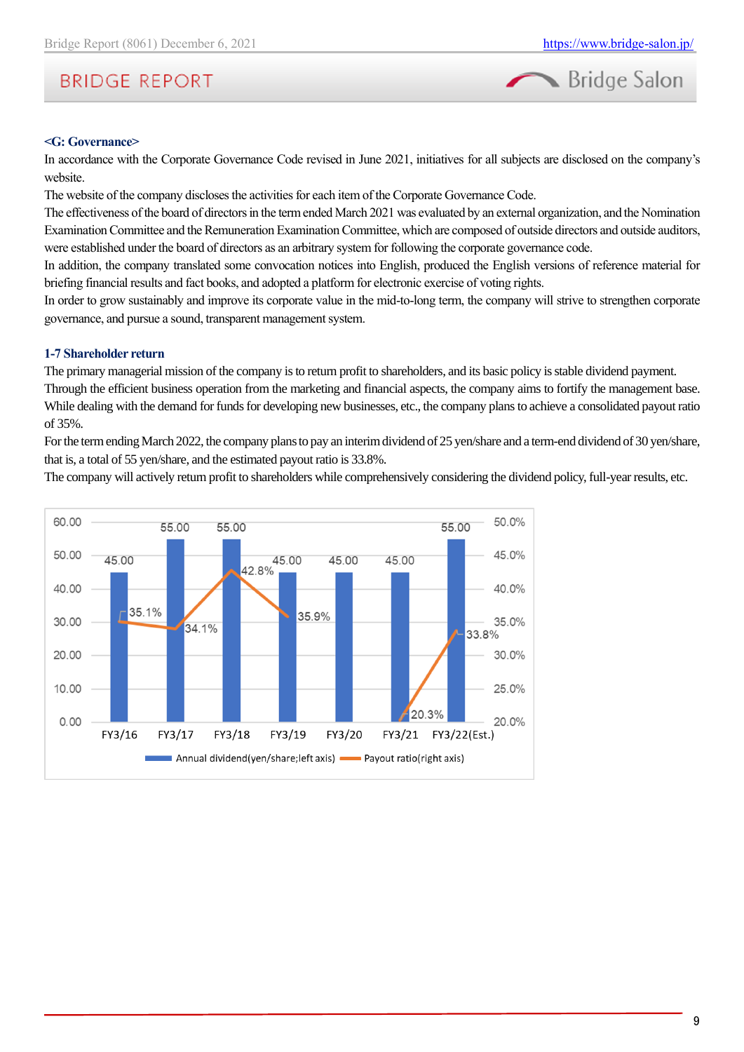**<G: Governance>**

In accordance with the Corporate Governance Code revised in June 2021, initiatives for all subjects are disclosed on the company's website.

The website of the company discloses the activities for each item of the Corporate Governance Code.

The effectiveness of the board of directors in the term ended March 2021 was evaluated by an external organization, and the Nomination Examination Committee and the Remuneration Examination Committee, which are composed of outside directors and outside auditors, were established under the board of directors as an arbitrary system for following the corporate governance code.

In addition, the company translated some convocation notices into English, produced the English versions of reference material for briefing financial results and fact books, and adopted a platform for electronic exercise of voting rights.

In order to grow sustainably and improve its corporate value in the mid-to-long term, the company will strive to strengthen corporate governance, and pursue a sound, transparent management system.

### 1-7 Shareholder return

The primary managerial mission of the company is to return profit to shareholders, and its basic policy is stable dividend payment.

Through the efficient business operation from the marketing and financial aspects, the company aims to fortify the management base.

While dealing with the demand for funds for developing new businesses, etc., the company plans to achieve a consolidated payout ratio of 35%.

For the term ending March 2022, the company plans to pay an interim dividend of 25 yen/share and a term-end dividend of 30 yen/share, that is, a total of 55 yen/share, and the estimated payout ratio is 33.8%.

The company will actively return profit to shareholders while comprehensively considering the dividend policy, full-year results, etc.

| | FY3/16 | FY3/17 | FY3/18 | FY3/19 | FY3/20 | FY3/21 | FY3/22(Est.) |
|---|---|---|---|---|---|---|---|
| Annual dividend(yen/share;left axis) | 45.00 | 55.00 | 55.00 | 45.00 | 45.00 | 45.00 | 55.00 |
| Payout ratio(right axis) | 35.1% | 34.1% | 42.8% | 35.9% | | 20.3% | 33.8% |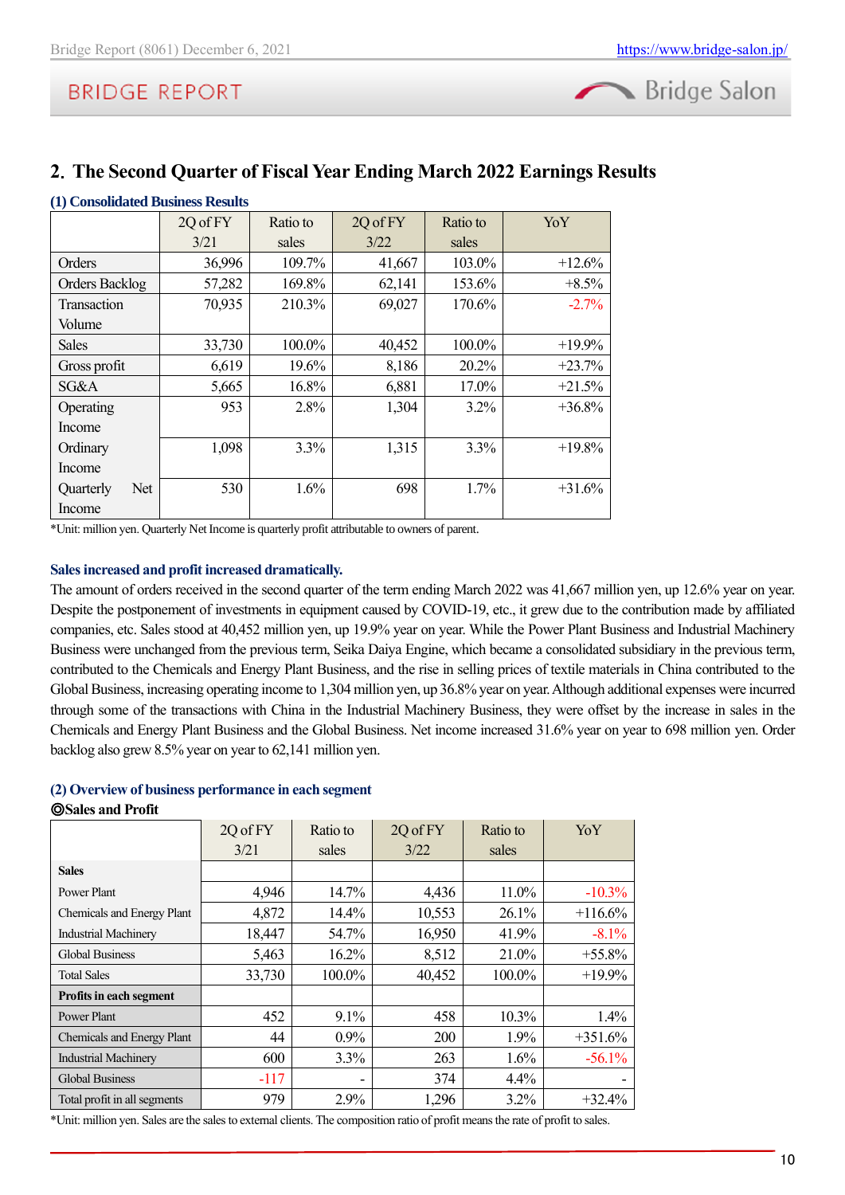## 2. The Second Quarter of Fiscal Year Ending March 2022 Earnings Results

### (1) Consolidated Business Results

| | 2Q of FY 3/21 | Ratio to sales | 2Q of FY 3/22 | Ratio to sales | YoY |
|---|---|---|---|---|---|
| Orders | 36,996 | 109.7% | 41,667 | 103.0% | +12.6% |
| Orders Backlog | 57,282 | 169.8% | 62,141 | 153.6% | +8.5% |
| Transaction Volume | 70,935 | 210.3% | 69,027 | 170.6% | -2.7% |
| Sales | 33,730 | 100.0% | 40,452 | 100.0% | +19.9% |
| Gross profit | 6,619 | 19.6% | 8,186 | 20.2% | +23.7% |
| SG&A | 5,665 | 16.8% | 6,881 | 17.0% | +21.5% |
| Operating Income | 953 | 2.8% | 1,304 | 3.2% | +36.8% |
| Ordinary Income | 1,098 | 3.3% | 1,315 | 3.3% | +19.8% |
| Quarterly Net Income | 530 | 1.6% | 698 | 1.7% | +31.6% |

*Unit: million yen. Quarterly Net Income is quarterly profit attributable to owners of parent.

**Sales increased and profit increased dramatically.**

The amount of orders received in the second quarter of the term ending March 2022 was 41,667 million yen, up 12.6% year on year. Despite the postponement of investments in equipment caused by COVID-19, etc., it grew due to the contribution made by affiliated companies, etc. Sales stood at 40,452 million yen, up 19.9% year on year. While the Power Plant Business and Industrial Machinery Business were unchanged from the previous term, Seika Daiya Engine, which became a consolidated subsidiary in the previous term, contributed to the Chemicals and Energy Plant Business, and the rise in selling prices of textile materials in China contributed to the Global Business, increasing operating income to 1,304 million yen, up 36.8% year on year. Although additional expenses were incurred through some of the transactions with China in the Industrial Machinery Business, they were offset by the increase in sales in the Chemicals and Energy Plant Business and the Global Business. Net income increased 31.6% year on year to 698 million yen. Order backlog also grew 8.5% year on year to 62,141 million yen.

### (2) Overview of business performance in each segment

**◎Sales and Profit**

| | 2Q of FY 3/21 | Ratio to sales | 2Q of FY 3/22 | Ratio to sales | YoY |
|---|---|---|---|---|---|
| **Sales** | | | | | |
| Power Plant | 4,946 | 14.7% | 4,436 | 11.0% | -10.3% |
| Chemicals and Energy Plant | 4,872 | 14.4% | 10,553 | 26.1% | +116.6% |
| Industrial Machinery | 18,447 | 54.7% | 16,950 | 41.9% | -8.1% |
| Global Business | 5,463 | 16.2% | 8,512 | 21.0% | +55.8% |
| Total Sales | 33,730 | 100.0% | 40,452 | 100.0% | +19.9% |
| **Profits in each segment** | | | | | |
| Power Plant | 452 | 9.1% | 458 | 10.3% | 1.4% |
| Chemicals and Energy Plant | 44 | 0.9% | 200 | 1.9% | +351.6% |
| Industrial Machinery | 600 | 3.3% | 263 | 1.6% | -56.1% |
| Global Business | -117 | - | 374 | 4.4% | - |
| Total profit in all segments | 979 | 2.9% | 1,296 | 3.2% | +32.4% |

*Unit: million yen. Sales are the sales to external clients. The composition ratio of profit means the rate of profit to sales.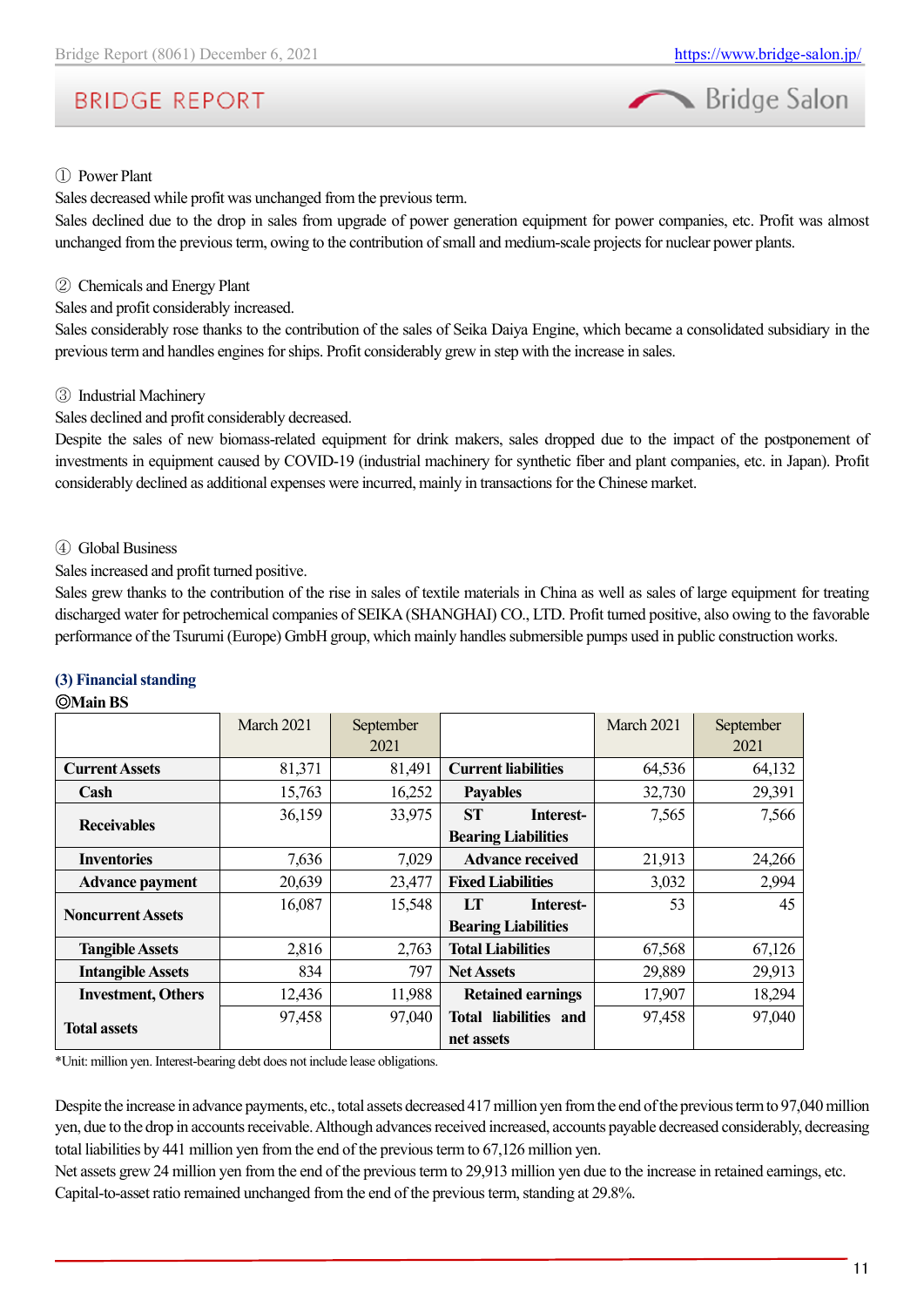① Power Plant

Sales decreased while profit was unchanged from the previous term.

Sales declined due to the drop in sales from upgrade of power generation equipment for power companies, etc. Profit was almost unchanged from the previous term, owing to the contribution of small and medium-scale projects for nuclear power plants.

② Chemicals and Energy Plant

Sales and profit considerably increased.

Sales considerably rose thanks to the contribution of the sales of Seika Daiya Engine, which became a consolidated subsidiary in the previous term and handles engines for ships. Profit considerably grew in step with the increase in sales.

③ Industrial Machinery

Sales declined and profit considerably decreased.

Despite the sales of new biomass-related equipment for drink makers, sales dropped due to the impact of the postponement of investments in equipment caused by COVID-19 (industrial machinery for synthetic fiber and plant companies, etc. in Japan). Profit considerably declined as additional expenses were incurred, mainly in transactions for the Chinese market.

④ Global Business

Sales increased and profit turned positive.

Sales grew thanks to the contribution of the rise in sales of textile materials in China as well as sales of large equipment for treating discharged water for petrochemical companies of SEIKA (SHANGHAI) CO., LTD. Profit turned positive, also owing to the favorable performance of the Tsurumi (Europe) GmbH group, which mainly handles submersible pumps used in public construction works.

### (3) Financial standing

**◎Main BS**

| | March 2021 | September 2021 | | March 2021 | September 2021 |
|---|---|---|---|---|---|
| **Current Assets** | 81,371 | 81,491 | **Current liabilities** | 64,536 | 64,132 |
| **Cash** | 15,763 | 16,252 | **Payables** | 32,730 | 29,391 |
| **Receivables** | 36,159 | 33,975 | **ST Interest-Bearing Liabilities** | 7,565 | 7,566 |
| **Inventories** | 7,636 | 7,029 | **Advance received** | 21,913 | 24,266 |
| **Advance payment** | 20,639 | 23,477 | **Fixed Liabilities** | 3,032 | 2,994 |
| **Noncurrent Assets** | 16,087 | 15,548 | **LT Interest-Bearing Liabilities** | 53 | 45 |
| **Tangible Assets** | 2,816 | 2,763 | **Total Liabilities** | 67,568 | 67,126 |
| **Intangible Assets** | 834 | 797 | **Net Assets** | 29,889 | 29,913 |
| **Investment, Others** | 12,436 | 11,988 | **Retained earnings** | 17,907 | 18,294 |
| **Total assets** | 97,458 | 97,040 | **Total liabilities and net assets** | 97,458 | 97,040 |

*Unit: million yen. Interest-bearing debt does not include lease obligations.

Despite the increase in advance payments, etc., total assets decreased 417 million yen from the end of the previous term to 97,040 million yen, due to the drop in accounts receivable. Although advances received increased, accounts payable decreased considerably, decreasing total liabilities by 441 million yen from the end of the previous term to 67,126 million yen.

Net assets grew 24 million yen from the end of the previous term to 29,913 million yen due to the increase in retained earnings, etc. Capital-to-asset ratio remained unchanged from the end of the previous term, standing at 29.8%.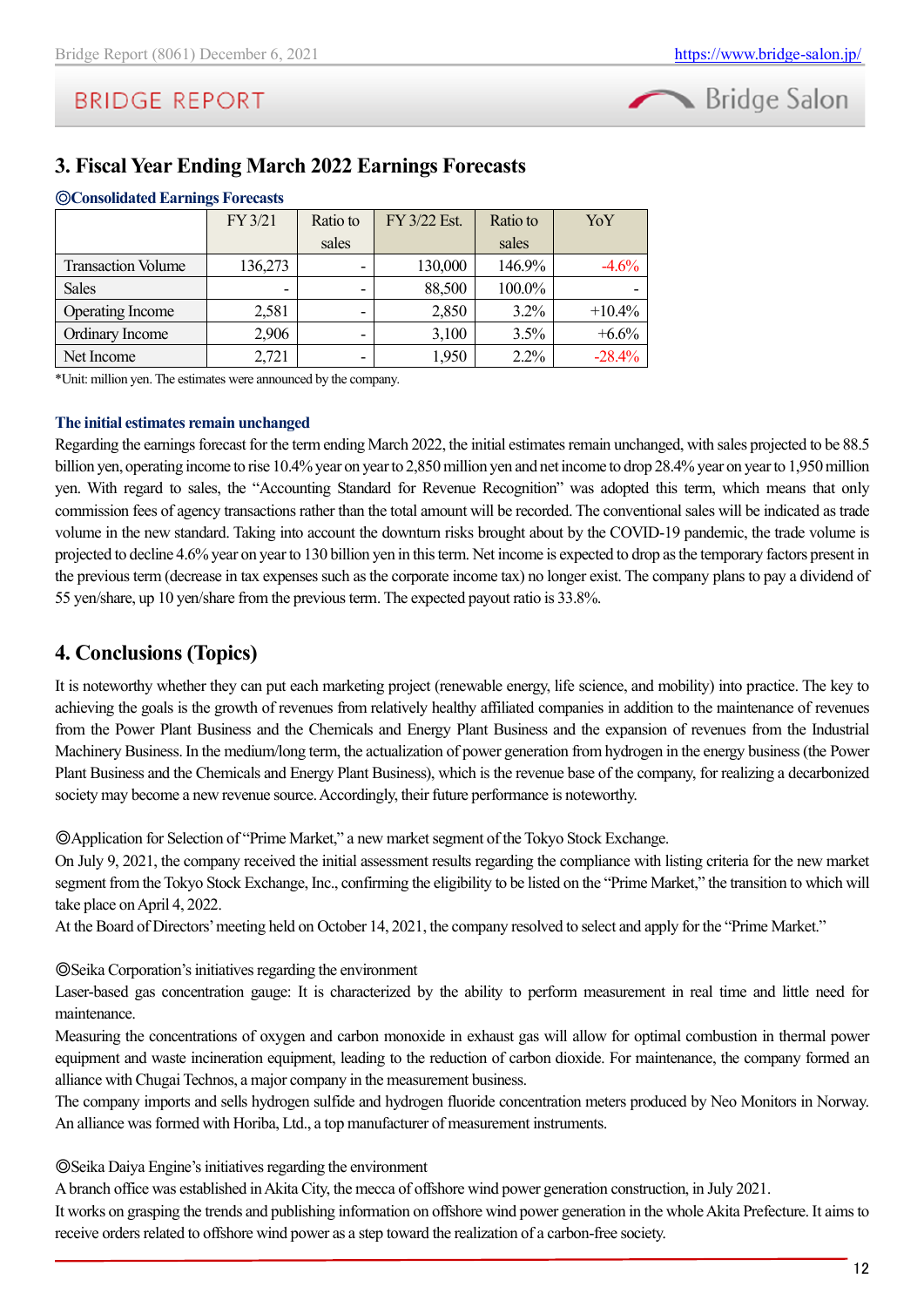## 3. Fiscal Year Ending March 2022 Earnings Forecasts

**◎Consolidated Earnings Forecasts**

| | FY 3/21 | Ratio to sales | FY 3/22 Est. | Ratio to sales | YoY |
|---|---|---|---|---|---|
| Transaction Volume | 136,273 | - | 130,000 | 146.9% | -4.6% |
| Sales | - | - | 88,500 | 100.0% | - |
| Operating Income | 2,581 | - | 2,850 | 3.2% | +10.4% |
| Ordinary Income | 2,906 | - | 3,100 | 3.5% | +6.6% |
| Net Income | 2,721 | - | 1,950 | 2.2% | -28.4% |

*Unit: million yen. The estimates were announced by the company.

**The initial estimates remain unchanged**

Regarding the earnings forecast for the term ending March 2022, the initial estimates remain unchanged, with sales projected to be 88.5 billion yen, operating income to rise 10.4% year on year to 2,850 million yen and net income to drop 28.4% year on year to 1,950 million yen. With regard to sales, the "Accounting Standard for Revenue Recognition" was adopted this term, which means that only commission fees of agency transactions rather than the total amount will be recorded. The conventional sales will be indicated as trade volume in the new standard. Taking into account the downturn risks brought about by the COVID-19 pandemic, the trade volume is projected to decline 4.6% year on year to 130 billion yen in this term. Net income is expected to drop as the temporary factors present in the previous term (decrease in tax expenses such as the corporate income tax) no longer exist. The company plans to pay a dividend of 55 yen/share, up 10 yen/share from the previous term. The expected payout ratio is 33.8%.

## 4. Conclusions (Topics)

It is noteworthy whether they can put each marketing project (renewable energy, life science, and mobility) into practice. The key to achieving the goals is the growth of revenues from relatively healthy affiliated companies in addition to the maintenance of revenues from the Power Plant Business and the Chemicals and Energy Plant Business and the expansion of revenues from the Industrial Machinery Business. In the medium/long term, the actualization of power generation from hydrogen in the energy business (the Power Plant Business and the Chemicals and Energy Plant Business), which is the revenue base of the company, for realizing a decarbonized society may become a new revenue source. Accordingly, their future performance is noteworthy.

◎Application for Selection of "Prime Market," a new market segment of the Tokyo Stock Exchange.
On July 9, 2021, the company received the initial assessment results regarding the compliance with listing criteria for the new market segment from the Tokyo Stock Exchange, Inc., confirming the eligibility to be listed on the "Prime Market," the transition to which will take place on April 4, 2022.
At the Board of Directors' meeting held on October 14, 2021, the company resolved to select and apply for the "Prime Market."

◎Seika Corporation's initiatives regarding the environment
Laser-based gas concentration gauge: It is characterized by the ability to perform measurement in real time and little need for maintenance.
Measuring the concentrations of oxygen and carbon monoxide in exhaust gas will allow for optimal combustion in thermal power equipment and waste incineration equipment, leading to the reduction of carbon dioxide. For maintenance, the company formed an alliance with Chugai Technos, a major company in the measurement business.
The company imports and sells hydrogen sulfide and hydrogen fluoride concentration meters produced by Neo Monitors in Norway. An alliance was formed with Horiba, Ltd., a top manufacturer of measurement instruments.

◎Seika Daiya Engine's initiatives regarding the environment
A branch office was established in Akita City, the mecca of offshore wind power generation construction, in July 2021.
It works on grasping the trends and publishing information on offshore wind power generation in the whole Akita Prefecture. It aims to receive orders related to offshore wind power as a step toward the realization of a carbon-free society.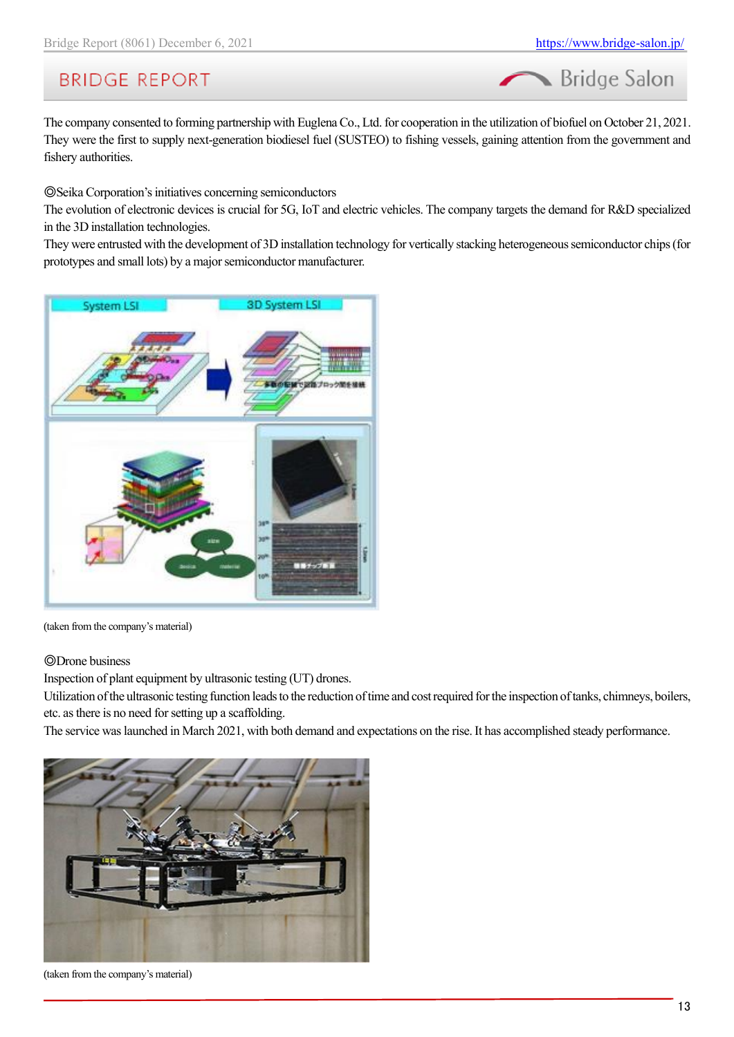The company consented to forming partnership with Euglena Co., Ltd. for cooperation in the utilization of biofuel on October 21, 2021. They were the first to supply next-generation biodiesel fuel (SUSTEO) to fishing vessels, gaining attention from the government and fishery authorities.

◎Seika Corporation's initiatives concerning semiconductors

The evolution of electronic devices is crucial for 5G, IoT and electric vehicles. The company targets the demand for R&D specialized in the 3D installation technologies.

They were entrusted with the development of 3D installation technology for vertically stacking heterogeneous semiconductor chips (for prototypes and small lots) by a major semiconductor manufacturer.

(taken from the company's material)

◎Drone business

Inspection of plant equipment by ultrasonic testing (UT) drones.

Utilization of the ultrasonic testing function leads to the reduction of time and cost required for the inspection of tanks, chimneys, boilers, etc. as there is no need for setting up a scaffolding.

The service was launched in March 2021, with both demand and expectations on the rise. It has accomplished steady performance.

(taken from the company's material)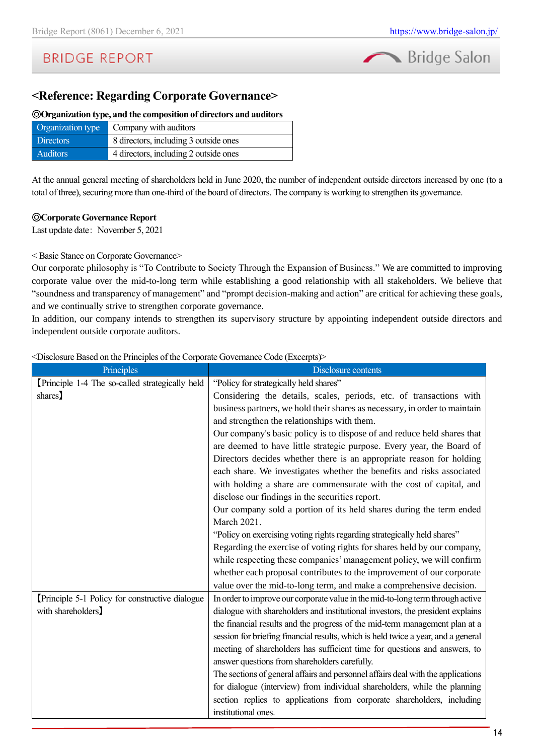## <Reference: Regarding Corporate Governance>

**◎Organization type, and the composition of directors and auditors**

| Organization type | Company with auditors |
|---|---|
| Directors | 8 directors, including 3 outside ones |
| Auditors | 4 directors, including 2 outside ones |

At the annual general meeting of shareholders held in June 2020, the number of independent outside directors increased by one (to a total of three), securing more than one-third of the board of directors. The company is working to strengthen its governance.

**◎Corporate Governance Report**

Last update date: November 5, 2021

< Basic Stance on Corporate Governance>

Our corporate philosophy is "To Contribute to Society Through the Expansion of Business." We are committed to improving corporate value over the mid-to-long term while establishing a good relationship with all stakeholders. We believe that "soundness and transparency of management" and "prompt decision-making and action" are critical for achieving these goals, and we continually strive to strengthen corporate governance.

In addition, our company intends to strengthen its supervisory structure by appointing independent outside directors and independent outside corporate auditors.

<Disclosure Based on the Principles of the Corporate Governance Code (Excerpts)>

| Principles | Disclosure contents |
|---|---|
| 【Principle 1-4 The so-called strategically held shares】 | "Policy for strategically held shares"<br>Considering the details, scales, periods, etc. of transactions with business partners, we hold their shares as necessary, in order to maintain and strengthen the relationships with them.<br>Our company's basic policy is to dispose of and reduce held shares that are deemed to have little strategic purpose. Every year, the Board of Directors decides whether there is an appropriate reason for holding each share. We investigates whether the benefits and risks associated with holding a share are commensurate with the cost of capital, and disclose our findings in the securities report.<br>Our company sold a portion of its held shares during the term ended March 2021.<br>"Policy on exercising voting rights regarding strategically held shares"<br>Regarding the exercise of voting rights for shares held by our company, while respecting these companies' management policy, we will confirm whether each proposal contributes to the improvement of our corporate value over the mid-to-long term, and make a comprehensive decision. |
| 【Principle 5-1 Policy for constructive dialogue with shareholders】 | In order to improve our corporate value in the mid-to-long term through active dialogue with shareholders and institutional investors, the president explains the financial results and the progress of the mid-term management plan at a session for briefing financial results, which is held twice a year, and a general meeting of shareholders has sufficient time for questions and answers, to answer questions from shareholders carefully.<br>The sections of general affairs and personnel affairs deal with the applications for dialogue (interview) from individual shareholders, while the planning section replies to applications from corporate shareholders, including institutional ones. |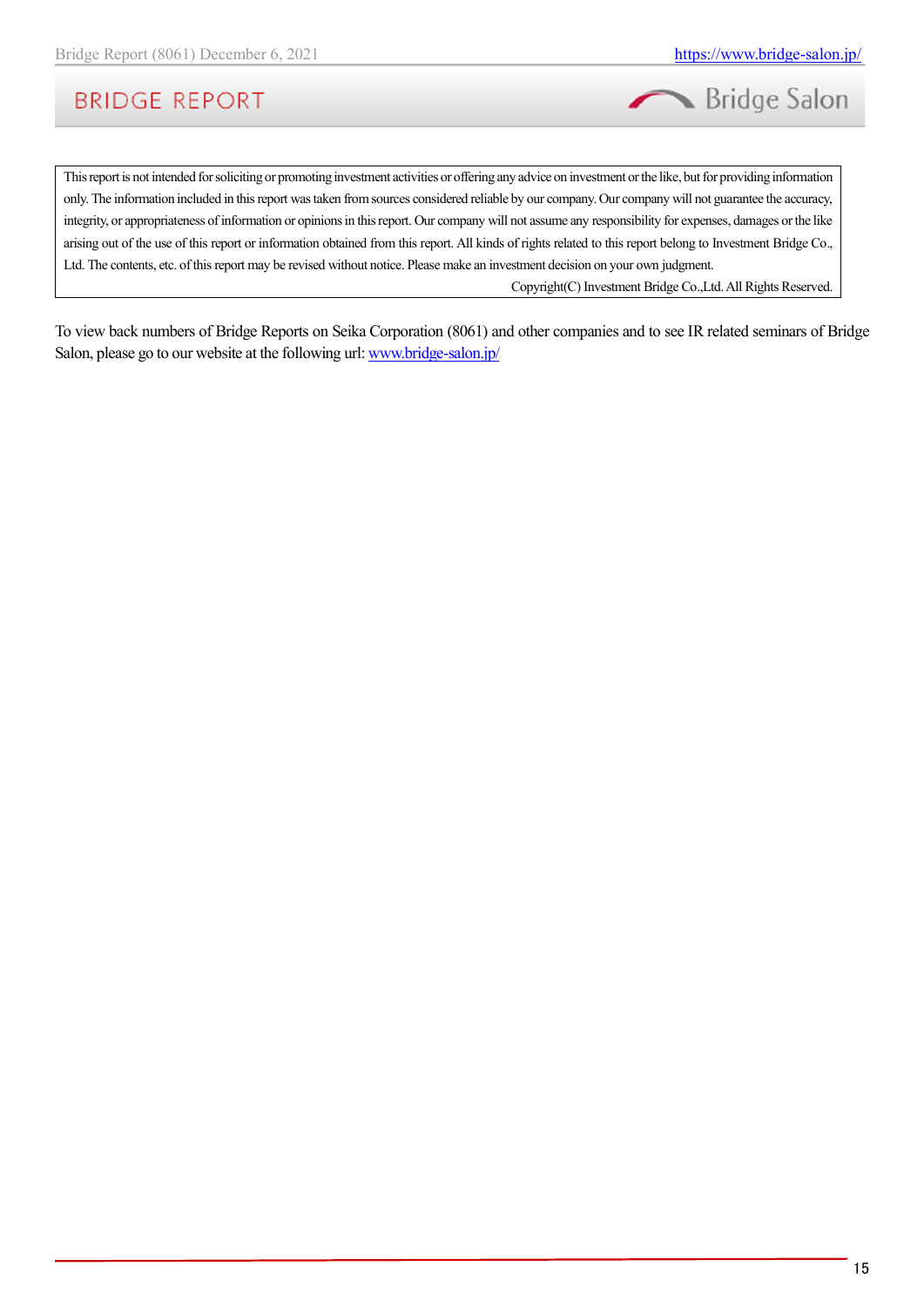This report is not intended for soliciting or promoting investment activities or offering any advice on investment or the like, but for providing information only. The information included in this report was taken from sources considered reliable by our company. Our company will not guarantee the accuracy, integrity, or appropriateness of information or opinions in this report. Our company will not assume any responsibility for expenses, damages or the like arising out of the use of this report or information obtained from this report. All kinds of rights related to this report belong to Investment Bridge Co., Ltd. The contents, etc. of this report may be revised without notice. Please make an investment decision on your own judgment.

Copyright(C) Investment Bridge Co.,Ltd. All Rights Reserved.

To view back numbers of Bridge Reports on Seika Corporation (8061) and other companies and to see IR related seminars of Bridge Salon, please go to our website at the following url: [www.bridge-salon.jp/](www.bridge-salon.jp/)